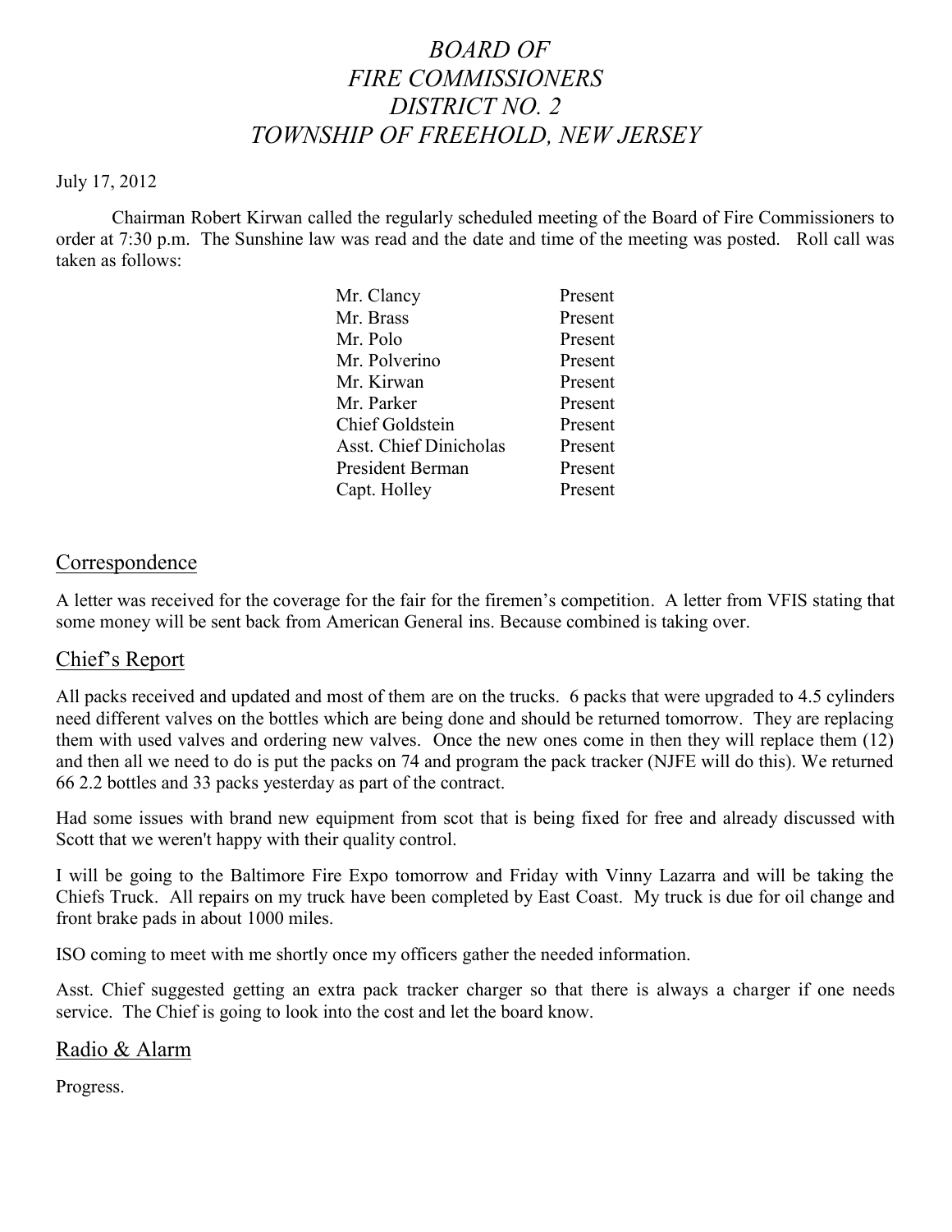# *BOARD OF FIRE COMMISSIONERS DISTRICT NO. 2 TOWNSHIP OF FREEHOLD, NEW JERSEY*

July 17, 2012

Chairman Robert Kirwan called the regularly scheduled meeting of the Board of Fire Commissioners to order at 7:30 p.m. The Sunshine law was read and the date and time of the meeting was posted. Roll call was taken as follows:

| | |
|---|---|
| Mr. Clancy | Present |
| Mr. Brass | Present |
| Mr. Polo | Present |
| Mr. Polverino | Present |
| Mr. Kirwan | Present |
| Mr. Parker | Present |
| Chief Goldstein | Present |
| Asst. Chief Dinicholas | Present |
| President Berman | Present |
| Capt. Holley | Present |

## Correspondence

A letter was received for the coverage for the fair for the firemen's competition. A letter from VFIS stating that some money will be sent back from American General ins. Because combined is taking over.

## Chief's Report

All packs received and updated and most of them are on the trucks. 6 packs that were upgraded to 4.5 cylinders need different valves on the bottles which are being done and should be returned tomorrow. They are replacing them with used valves and ordering new valves. Once the new ones come in then they will replace them (12) and then all we need to do is put the packs on 74 and program the pack tracker (NJFE will do this). We returned 66 2.2 bottles and 33 packs yesterday as part of the contract.

Had some issues with brand new equipment from scot that is being fixed for free and already discussed with Scott that we weren't happy with their quality control.

I will be going to the Baltimore Fire Expo tomorrow and Friday with Vinny Lazarra and will be taking the Chiefs Truck. All repairs on my truck have been completed by East Coast. My truck is due for oil change and front brake pads in about 1000 miles.

ISO coming to meet with me shortly once my officers gather the needed information.

Asst. Chief suggested getting an extra pack tracker charger so that there is always a charger if one needs service. The Chief is going to look into the cost and let the board know.

## Radio & Alarm

Progress.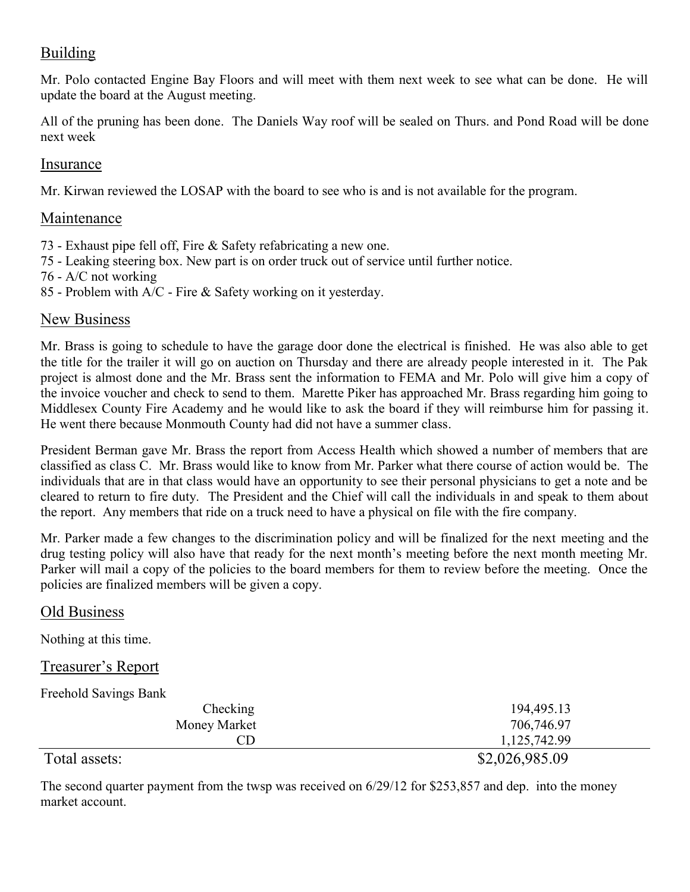## Building

Mr. Polo contacted Engine Bay Floors and will meet with them next week to see what can be done. He will update the board at the August meeting.

All of the pruning has been done. The Daniels Way roof will be sealed on Thurs. and Pond Road will be done next week

## Insurance

Mr. Kirwan reviewed the LOSAP with the board to see who is and is not available for the program.

## Maintenance

73 - Exhaust pipe fell off, Fire & Safety refabricating a new one.
75 - Leaking steering box. New part is on order truck out of service until further notice.
76 - A/C not working
85 - Problem with A/C - Fire & Safety working on it yesterday.

## New Business

Mr. Brass is going to schedule to have the garage door done the electrical is finished. He was also able to get the title for the trailer it will go on auction on Thursday and there are already people interested in it. The Pak project is almost done and the Mr. Brass sent the information to FEMA and Mr. Polo will give him a copy of the invoice voucher and check to send to them. Marette Piker has approached Mr. Brass regarding him going to Middlesex County Fire Academy and he would like to ask the board if they will reimburse him for passing it. He went there because Monmouth County had did not have a summer class.

President Berman gave Mr. Brass the report from Access Health which showed a number of members that are classified as class C. Mr. Brass would like to know from Mr. Parker what there course of action would be. The individuals that are in that class would have an opportunity to see their personal physicians to get a note and be cleared to return to fire duty. The President and the Chief will call the individuals in and speak to them about the report. Any members that ride on a truck need to have a physical on file with the fire company.

Mr. Parker made a few changes to the discrimination policy and will be finalized for the next meeting and the drug testing policy will also have that ready for the next month's meeting before the next month meeting Mr. Parker will mail a copy of the policies to the board members for them to review before the meeting. Once the policies are finalized members will be given a copy.

## Old Business

Nothing at this time.

## Treasurer's Report

Freehold Savings Bank

| | | |
|---|---|---|
| | Checking | 194,495.13 |
| | Money Market | 706,746.97 |
| | CD | 1,125,742.99 |
| Total assets: | | $2,026,985.09 |

The second quarter payment from the twsp was received on 6/29/12 for $253,857 and dep. into the money market account.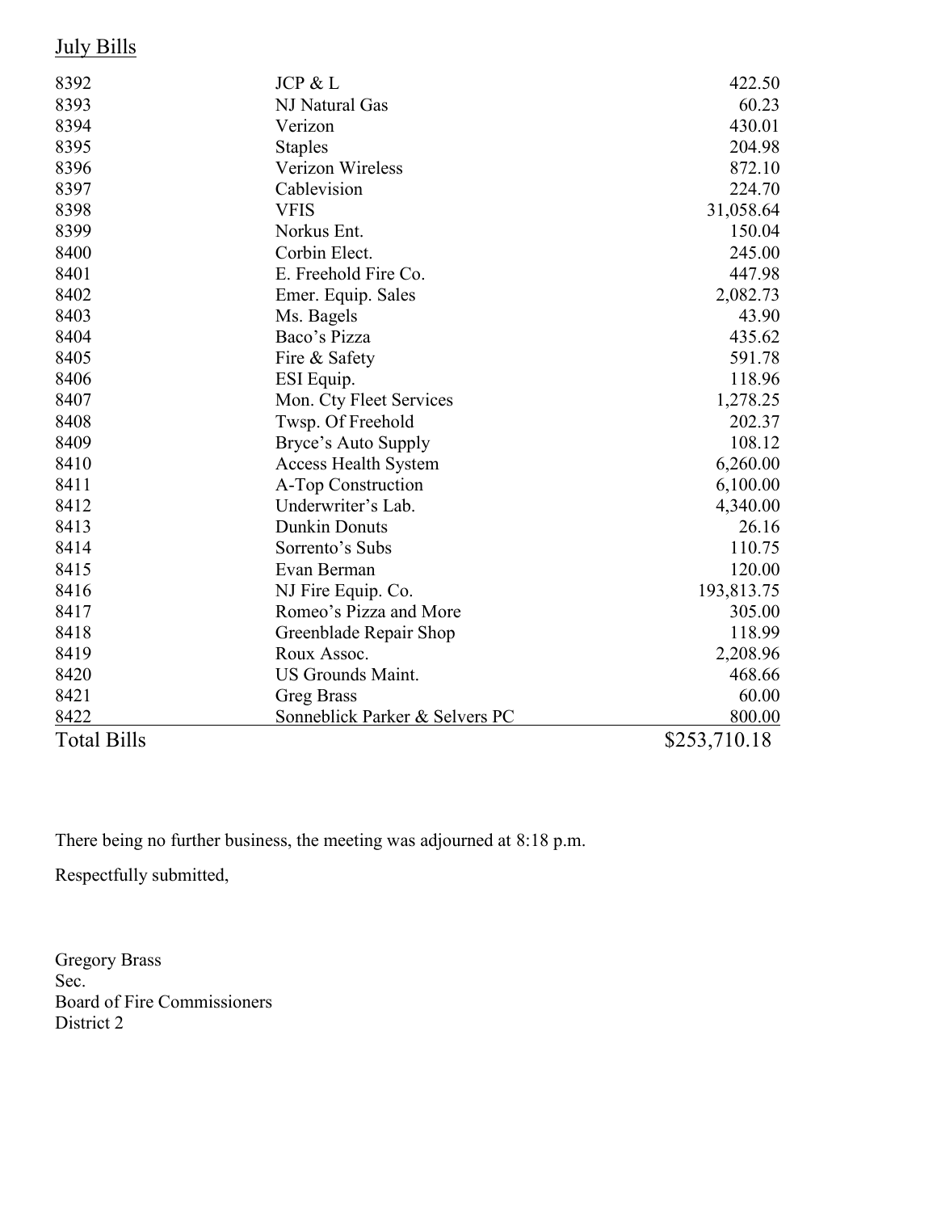July Bills

| | | |
|---|---|---|
| 8392 | JCP & L | 422.50 |
| 8393 | NJ Natural Gas | 60.23 |
| 8394 | Verizon | 430.01 |
| 8395 | Staples | 204.98 |
| 8396 | Verizon Wireless | 872.10 |
| 8397 | Cablevision | 224.70 |
| 8398 | VFIS | 31,058.64 |
| 8399 | Norkus Ent. | 150.04 |
| 8400 | Corbin Elect. | 245.00 |
| 8401 | E. Freehold Fire Co. | 447.98 |
| 8402 | Emer. Equip. Sales | 2,082.73 |
| 8403 | Ms. Bagels | 43.90 |
| 8404 | Baco's Pizza | 435.62 |
| 8405 | Fire & Safety | 591.78 |
| 8406 | ESI Equip. | 118.96 |
| 8407 | Mon. Cty Fleet Services | 1,278.25 |
| 8408 | Twsp. Of Freehold | 202.37 |
| 8409 | Bryce's Auto Supply | 108.12 |
| 8410 | Access Health System | 6,260.00 |
| 8411 | A-Top Construction | 6,100.00 |
| 8412 | Underwriter's Lab. | 4,340.00 |
| 8413 | Dunkin Donuts | 26.16 |
| 8414 | Sorrento's Subs | 110.75 |
| 8415 | Evan Berman | 120.00 |
| 8416 | NJ Fire Equip. Co. | 193,813.75 |
| 8417 | Romeo's Pizza and More | 305.00 |
| 8418 | Greenblade Repair Shop | 118.99 |
| 8419 | Roux Assoc. | 2,208.96 |
| 8420 | US Grounds Maint. | 468.66 |
| 8421 | Greg Brass | 60.00 |
| 8422 | Sonneblick Parker & Selvers PC | 800.00 |
| Total Bills | | $253,710.18 |

There being no further business, the meeting was adjourned at 8:18 p.m.

Respectfully submitted,

Gregory Brass
Sec.
Board of Fire Commissioners
District 2